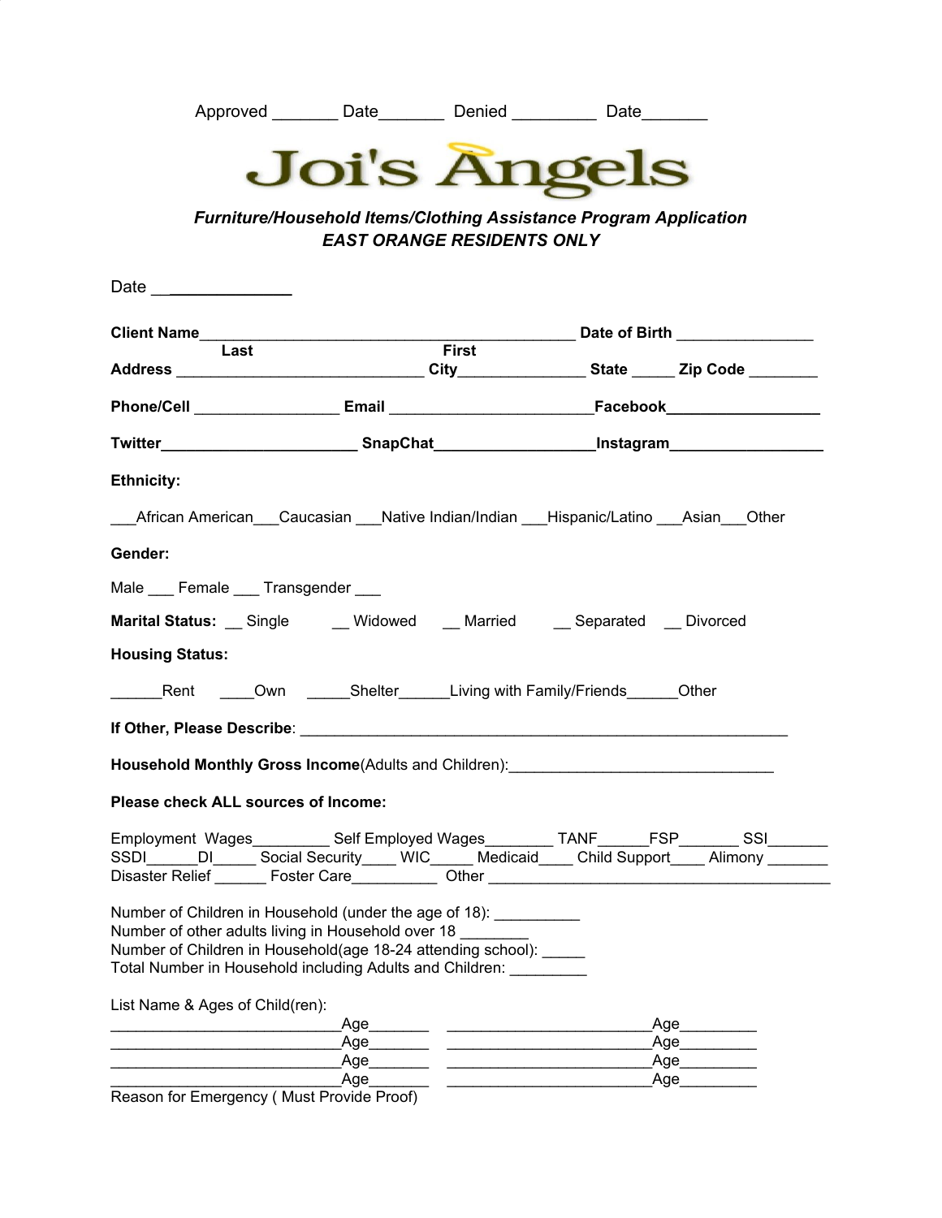Approved _______ Date_______ Denied _________ Date_______

# Joi's Angels

***Furniture/Household Items/Clothing Assistance Program Application***
***EAST ORANGE RESIDENTS ONLY***

Date _______________

**Client Name**____________________________________________ **Date of Birth** ________________
**Last** **First**
**Address** _____________________________ **City**______________ **State** _____ **Zip Code** ________

**Phone/Cell** _________________ **Email** ________________________**Facebook**_________________

**Twitter**______________________ **SnapChat**__________________**Instagram**_________________

**Ethnicity:**

___African American___Caucasian ___Native Indian/Indian ___Hispanic/Latino ___Asian___Other

**Gender:**

Male ___ Female ___ Transgender ___

**Marital Status:** __ Single __ Widowed __ Married __ Separated __ Divorced

**Housing Status:**

______Rent ____Own _____Shelter______Living with Family/Friends______Other

**If Other, Please Describe**: __________________________________________________________

**Household Monthly Gross Income**(Adults and Children):________________________________

**Please check ALL sources of Income:**

Employment Wages_________ Self Employed Wages________ TANF______FSP_______ SSI_______
SSDI______DI_____ Social Security____ WIC_____ Medicaid____ Child Support____ Alimony _______
Disaster Relief ______ Foster Care__________ Other _________________________________________

Number of Children in Household (under the age of 18): __________
Number of other adults living in Household over 18 ________
Number of Children in Household(age 18-24 attending school): _____
Total Number in Household including Adults and Children: _________

List Name & Ages of Child(ren):
___________________________Age_______ ________________________Age_________
___________________________Age_______ ________________________Age_________
___________________________Age_______ ________________________Age_________
___________________________Age_______ ________________________Age_________

Reason for Emergency ( Must Provide Proof)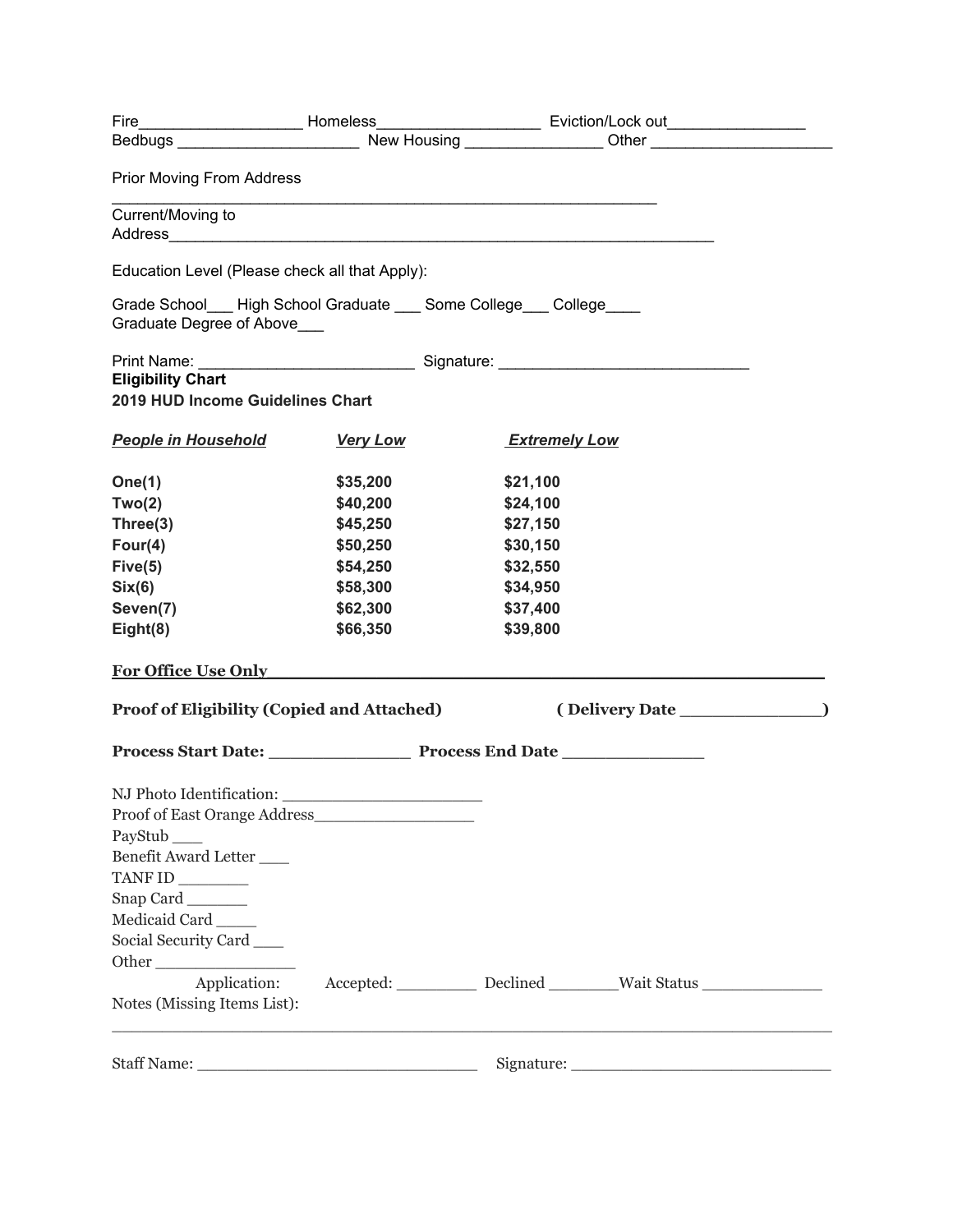Fire__________________ Homeless__________________ Eviction/Lock out________________
Bedbugs ____________________ New Housing _______________ Other ____________________

Prior Moving From Address

_____________________________________________________________

Current/Moving to Address_____________________________________________________________

Education Level (Please check all that Apply):

Grade School___ High School Graduate ___ Some College___ College____
Graduate Degree of Above___

Print Name: ________________________ Signature: ____________________________

**Eligibility Chart**

**2019 HUD Income Guidelines Chart**

| ***People in Household*** | ***Very Low*** | ***Extremely Low*** |
|---|---|---|
| **One(1)** | **$35,200** | **$21,100** |
| **Two(2)** | **$40,200** | **$24,100** |
| **Three(3)** | **$45,250** | **$27,150** |
| **Four(4)** | **$50,250** | **$30,150** |
| **Five(5)** | **$54,250** | **$32,550** |
| **Six(6)** | **$58,300** | **$34,950** |
| **Seven(7)** | **$62,300** | **$37,400** |
| **Eight(8)** | **$66,350** | **$39,800** |

**For Office Use Only**

**Proof of Eligibility (Copied and Attached)** **( Delivery Date ______________)**

**Process Start Date: ______________ Process End Date ______________**

NJ Photo Identification: ______________________
Proof of East Orange Address_________________
PayStub ___
Benefit Award Letter ___
TANF ID ________
Snap Card _______
Medicaid Card _____
Social Security Card ___
Other ________________

Application: Accepted: _________ Declined ________Wait Status _____________

Notes (Missing Items List):

_____________________________________________________________________________

Staff Name: ______________________________ Signature: ____________________________